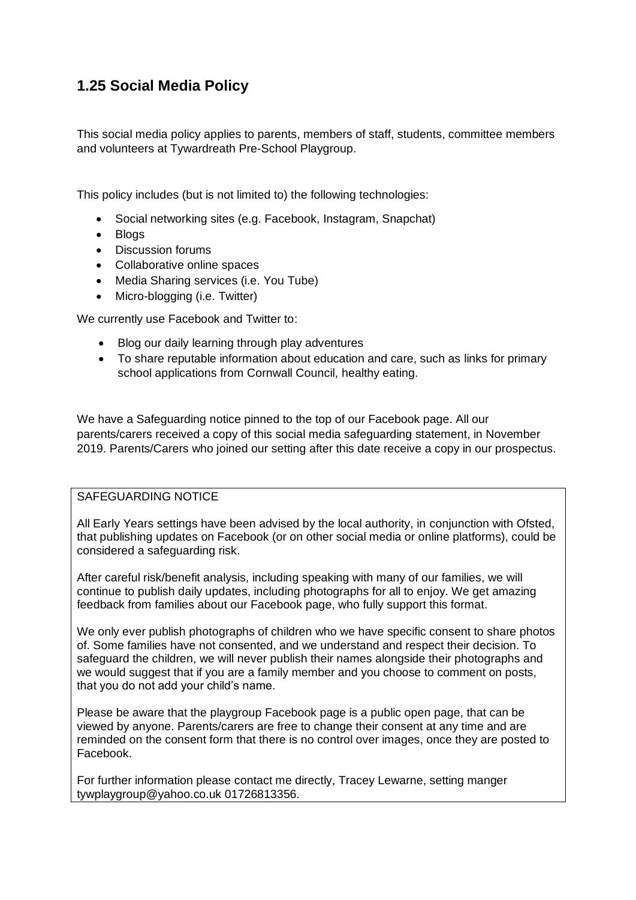## 1.25 Social Media Policy

This social media policy applies to parents, members of staff, students, committee members and volunteers at Tywardreath Pre-School Playgroup.

This policy includes (but is not limited to) the following technologies:

- Social networking sites (e.g. Facebook, Instagram, Snapchat)
- Blogs
- Discussion forums
- Collaborative online spaces
- Media Sharing services (i.e. You Tube)
- Micro-blogging (i.e. Twitter)

We currently use Facebook and Twitter to:

- Blog our daily learning through play adventures
- To share reputable information about education and care, such as links for primary school applications from Cornwall Council, healthy eating.

We have a Safeguarding notice pinned to the top of our Facebook page. All our parents/carers received a copy of this social media safeguarding statement, in November 2019. Parents/Carers who joined our setting after this date receive a copy in our prospectus.

SAFEGUARDING NOTICE

All Early Years settings have been advised by the local authority, in conjunction with Ofsted, that publishing updates on Facebook (or on other social media or online platforms), could be considered a safeguarding risk.

After careful risk/benefit analysis, including speaking with many of our families, we will continue to publish daily updates, including photographs for all to enjoy. We get amazing feedback from families about our Facebook page, who fully support this format.

We only ever publish photographs of children who we have specific consent to share photos of. Some families have not consented, and we understand and respect their decision. To safeguard the children, we will never publish their names alongside their photographs and we would suggest that if you are a family member and you choose to comment on posts, that you do not add your child's name.

Please be aware that the playgroup Facebook page is a public open page, that can be viewed by anyone. Parents/carers are free to change their consent at any time and are reminded on the consent form that there is no control over images, once they are posted to Facebook.

For further information please contact me directly, Tracey Lewarne, setting manger tywplaygroup@yahoo.co.uk 01726813356.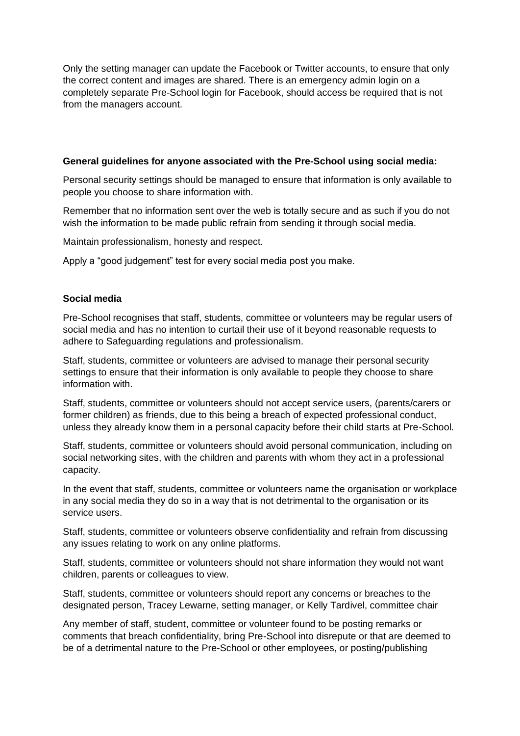Only the setting manager can update the Facebook or Twitter accounts, to ensure that only the correct content and images are shared. There is an emergency admin login on a completely separate Pre-School login for Facebook, should access be required that is not from the managers account.

**General guidelines for anyone associated with the Pre-School using social media:**

Personal security settings should be managed to ensure that information is only available to people you choose to share information with.

Remember that no information sent over the web is totally secure and as such if you do not wish the information to be made public refrain from sending it through social media.

Maintain professionalism, honesty and respect.

Apply a "good judgement" test for every social media post you make.

**Social media**

Pre-School recognises that staff, students, committee or volunteers may be regular users of social media and has no intention to curtail their use of it beyond reasonable requests to adhere to Safeguarding regulations and professionalism.

Staff, students, committee or volunteers are advised to manage their personal security settings to ensure that their information is only available to people they choose to share information with.

Staff, students, committee or volunteers should not accept service users, (parents/carers or former children) as friends, due to this being a breach of expected professional conduct, unless they already know them in a personal capacity before their child starts at Pre-School.

Staff, students, committee or volunteers should avoid personal communication, including on social networking sites, with the children and parents with whom they act in a professional capacity.

In the event that staff, students, committee or volunteers name the organisation or workplace in any social media they do so in a way that is not detrimental to the organisation or its service users.

Staff, students, committee or volunteers observe confidentiality and refrain from discussing any issues relating to work on any online platforms.

Staff, students, committee or volunteers should not share information they would not want children, parents or colleagues to view.

Staff, students, committee or volunteers should report any concerns or breaches to the designated person, Tracey Lewarne, setting manager, or Kelly Tardivel, committee chair

Any member of staff, student, committee or volunteer found to be posting remarks or comments that breach confidentiality, bring Pre-School into disrepute or that are deemed to be of a detrimental nature to the Pre-School or other employees, or posting/publishing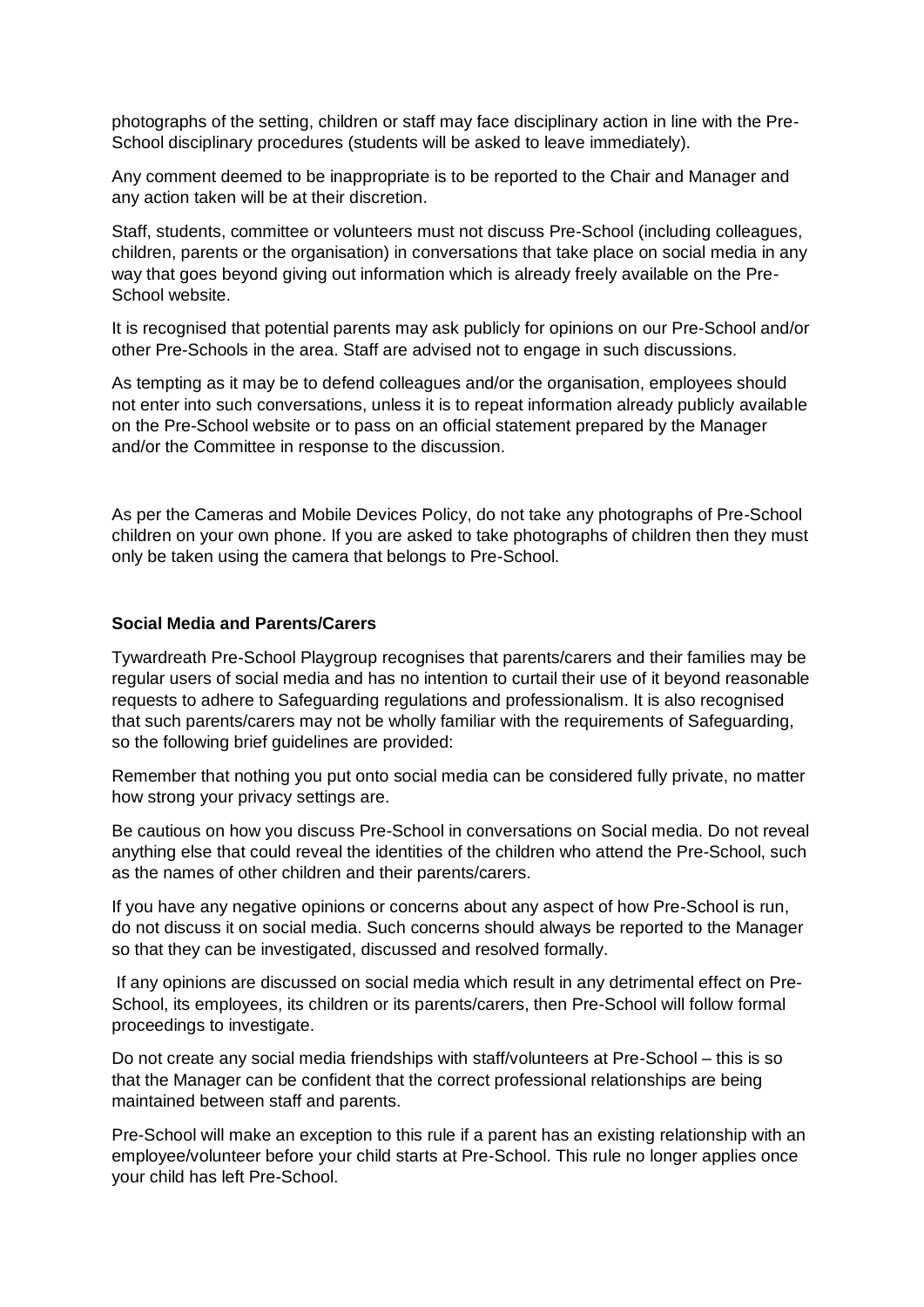photographs of the setting, children or staff may face disciplinary action in line with the Pre-School disciplinary procedures (students will be asked to leave immediately).

Any comment deemed to be inappropriate is to be reported to the Chair and Manager and any action taken will be at their discretion.

Staff, students, committee or volunteers must not discuss Pre-School (including colleagues, children, parents or the organisation) in conversations that take place on social media in any way that goes beyond giving out information which is already freely available on the Pre-School website.

It is recognised that potential parents may ask publicly for opinions on our Pre-School and/or other Pre-Schools in the area. Staff are advised not to engage in such discussions.

As tempting as it may be to defend colleagues and/or the organisation, employees should not enter into such conversations, unless it is to repeat information already publicly available on the Pre-School website or to pass on an official statement prepared by the Manager and/or the Committee in response to the discussion.

As per the Cameras and Mobile Devices Policy, do not take any photographs of Pre-School children on your own phone. If you are asked to take photographs of children then they must only be taken using the camera that belongs to Pre-School.

**Social Media and Parents/Carers**

Tywardreath Pre-School Playgroup recognises that parents/carers and their families may be regular users of social media and has no intention to curtail their use of it beyond reasonable requests to adhere to Safeguarding regulations and professionalism. It is also recognised that such parents/carers may not be wholly familiar with the requirements of Safeguarding, so the following brief guidelines are provided:

Remember that nothing you put onto social media can be considered fully private, no matter how strong your privacy settings are.

Be cautious on how you discuss Pre-School in conversations on Social media. Do not reveal anything else that could reveal the identities of the children who attend the Pre-School, such as the names of other children and their parents/carers.

If you have any negative opinions or concerns about any aspect of how Pre-School is run, do not discuss it on social media. Such concerns should always be reported to the Manager so that they can be investigated, discussed and resolved formally.

If any opinions are discussed on social media which result in any detrimental effect on Pre-School, its employees, its children or its parents/carers, then Pre-School will follow formal proceedings to investigate.

Do not create any social media friendships with staff/volunteers at Pre-School – this is so that the Manager can be confident that the correct professional relationships are being maintained between staff and parents.

Pre-School will make an exception to this rule if a parent has an existing relationship with an employee/volunteer before your child starts at Pre-School. This rule no longer applies once your child has left Pre-School.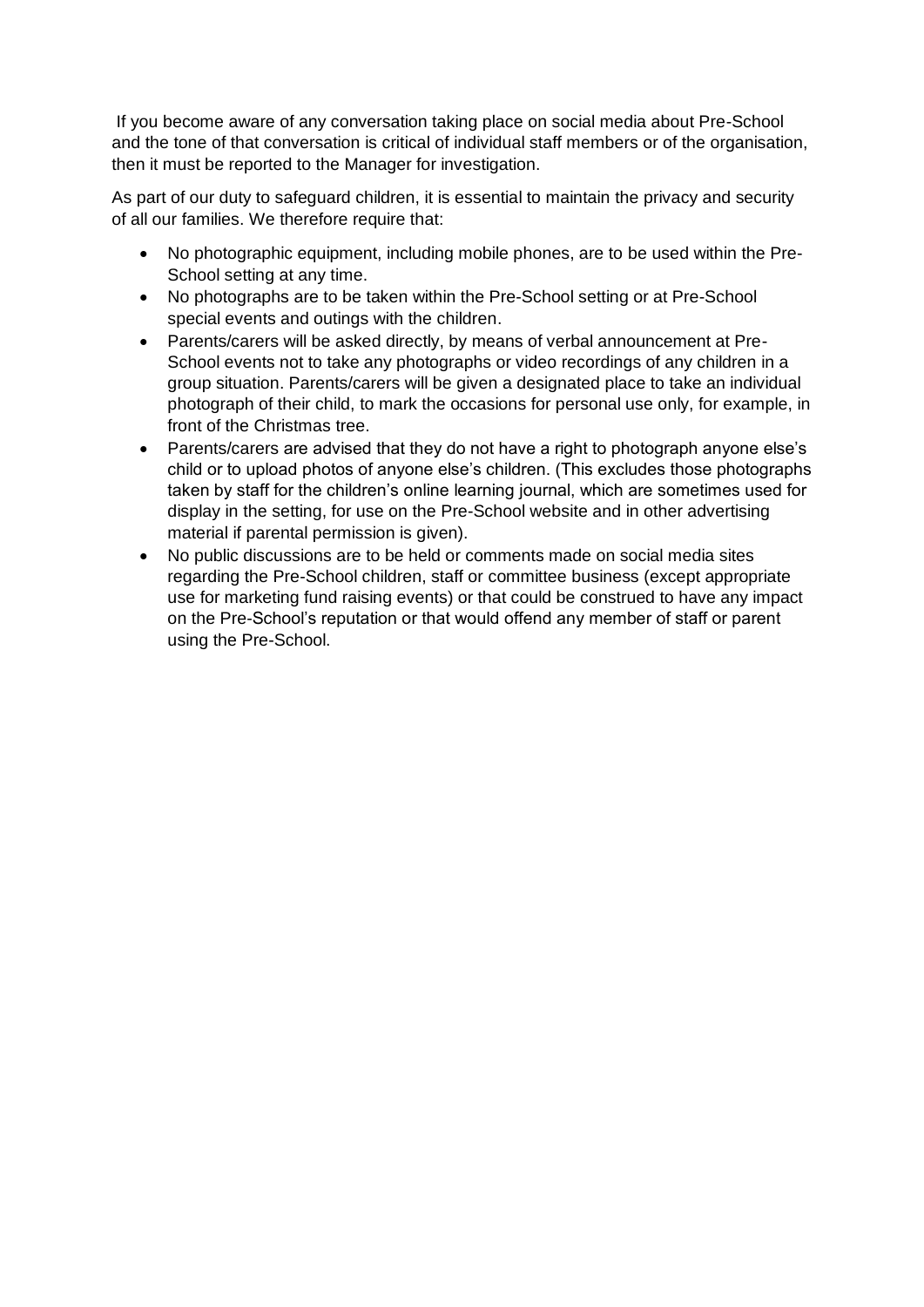If you become aware of any conversation taking place on social media about Pre-School and the tone of that conversation is critical of individual staff members or of the organisation, then it must be reported to the Manager for investigation.

As part of our duty to safeguard children, it is essential to maintain the privacy and security of all our families. We therefore require that:

- No photographic equipment, including mobile phones, are to be used within the Pre-School setting at any time.
- No photographs are to be taken within the Pre-School setting or at Pre-School special events and outings with the children.
- Parents/carers will be asked directly, by means of verbal announcement at Pre-School events not to take any photographs or video recordings of any children in a group situation. Parents/carers will be given a designated place to take an individual photograph of their child, to mark the occasions for personal use only, for example, in front of the Christmas tree.
- Parents/carers are advised that they do not have a right to photograph anyone else's child or to upload photos of anyone else's children. (This excludes those photographs taken by staff for the children's online learning journal, which are sometimes used for display in the setting, for use on the Pre-School website and in other advertising material if parental permission is given).
- No public discussions are to be held or comments made on social media sites regarding the Pre-School children, staff or committee business (except appropriate use for marketing fund raising events) or that could be construed to have any impact on the Pre-School's reputation or that would offend any member of staff or parent using the Pre-School.